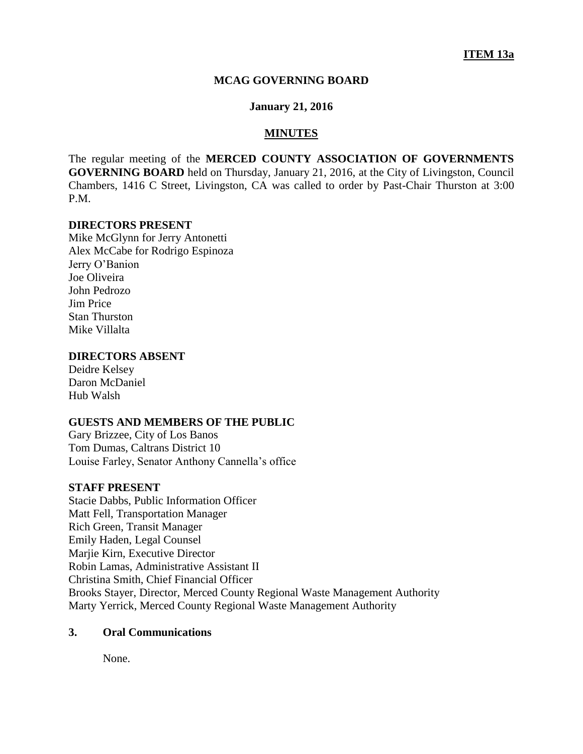**ITEM 13a**

**MCAG GOVERNING BOARD**

**January 21, 2016**

**MINUTES**

The regular meeting of the **MERCED COUNTY ASSOCIATION OF GOVERNMENTS GOVERNING BOARD** held on Thursday, January 21, 2016, at the City of Livingston, Council Chambers, 1416 C Street, Livingston, CA was called to order by Past-Chair Thurston at 3:00 P.M.

**DIRECTORS PRESENT**

Mike McGlynn for Jerry Antonetti
Alex McCabe for Rodrigo Espinoza
Jerry O'Banion
Joe Oliveira
John Pedrozo
Jim Price
Stan Thurston
Mike Villalta

**DIRECTORS ABSENT**

Deidre Kelsey
Daron McDaniel
Hub Walsh

**GUESTS AND MEMBERS OF THE PUBLIC**

Gary Brizzee, City of Los Banos
Tom Dumas, Caltrans District 10
Louise Farley, Senator Anthony Cannella's office

**STAFF PRESENT**

Stacie Dabbs, Public Information Officer
Matt Fell, Transportation Manager
Rich Green, Transit Manager
Emily Haden, Legal Counsel
Marjie Kirn, Executive Director
Robin Lamas, Administrative Assistant II
Christina Smith, Chief Financial Officer
Brooks Stayer, Director, Merced County Regional Waste Management Authority
Marty Yerrick, Merced County Regional Waste Management Authority

**3. Oral Communications**

None.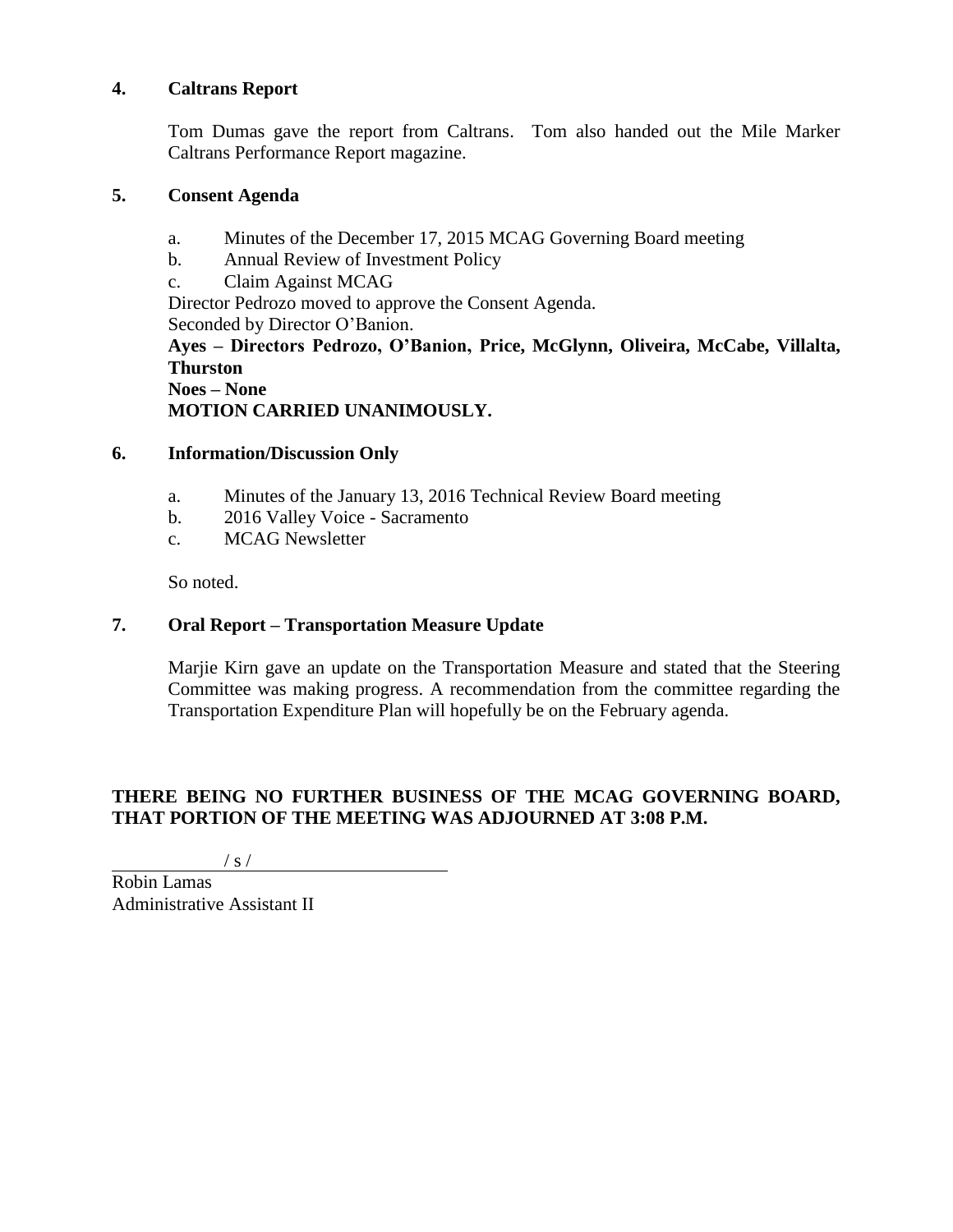## 4. Caltrans Report

Tom Dumas gave the report from Caltrans. Tom also handed out the Mile Marker Caltrans Performance Report magazine.

## 5. Consent Agenda

a. Minutes of the December 17, 2015 MCAG Governing Board meeting
b. Annual Review of Investment Policy
c. Claim Against MCAG

Director Pedrozo moved to approve the Consent Agenda.
Seconded by Director O'Banion.
**Ayes – Directors Pedrozo, O'Banion, Price, McGlynn, Oliveira, McCabe, Villalta, Thurston**
**Noes – None**
**MOTION CARRIED UNANIMOUSLY.**

## 6. Information/Discussion Only

a. Minutes of the January 13, 2016 Technical Review Board meeting
b. 2016 Valley Voice - Sacramento
c. MCAG Newsletter

So noted.

## 7. Oral Report – Transportation Measure Update

Marjie Kirn gave an update on the Transportation Measure and stated that the Steering Committee was making progress. A recommendation from the committee regarding the Transportation Expenditure Plan will hopefully be on the February agenda.

**THERE BEING NO FURTHER BUSINESS OF THE MCAG GOVERNING BOARD, THAT PORTION OF THE MEETING WAS ADJOURNED AT 3:08 P.M.**

/ s /

Robin Lamas
Administrative Assistant II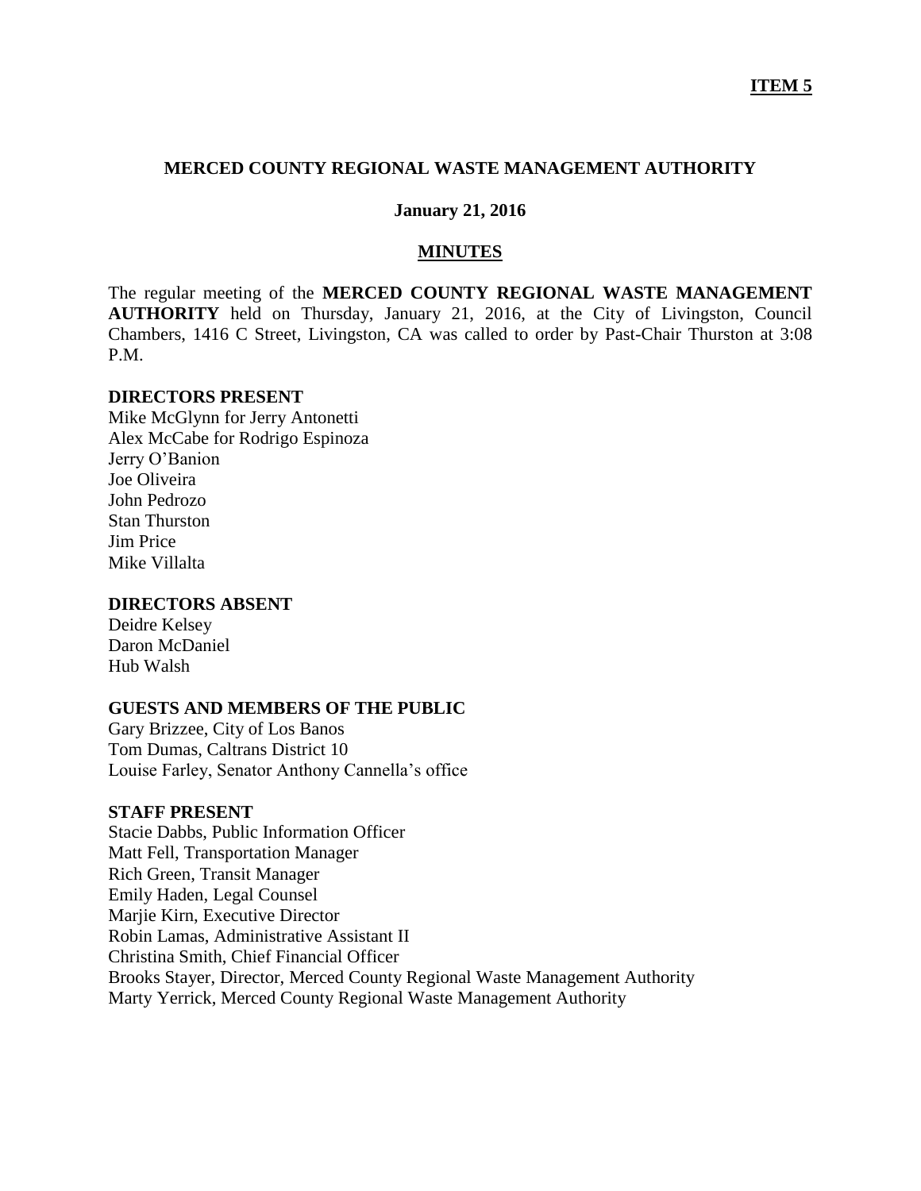**ITEM 5**

**MERCED COUNTY REGIONAL WASTE MANAGEMENT AUTHORITY**

**January 21, 2016**

**MINUTES**

The regular meeting of the **MERCED COUNTY REGIONAL WASTE MANAGEMENT AUTHORITY** held on Thursday, January 21, 2016, at the City of Livingston, Council Chambers, 1416 C Street, Livingston, CA was called to order by Past-Chair Thurston at 3:08 P.M.

**DIRECTORS PRESENT**

Mike McGlynn for Jerry Antonetti
Alex McCabe for Rodrigo Espinoza
Jerry O'Banion
Joe Oliveira
John Pedrozo
Stan Thurston
Jim Price
Mike Villalta

**DIRECTORS ABSENT**

Deidre Kelsey
Daron McDaniel
Hub Walsh

**GUESTS AND MEMBERS OF THE PUBLIC**

Gary Brizzee, City of Los Banos
Tom Dumas, Caltrans District 10
Louise Farley, Senator Anthony Cannella's office

**STAFF PRESENT**

Stacie Dabbs, Public Information Officer
Matt Fell, Transportation Manager
Rich Green, Transit Manager
Emily Haden, Legal Counsel
Marjie Kirn, Executive Director
Robin Lamas, Administrative Assistant II
Christina Smith, Chief Financial Officer
Brooks Stayer, Director, Merced County Regional Waste Management Authority
Marty Yerrick, Merced County Regional Waste Management Authority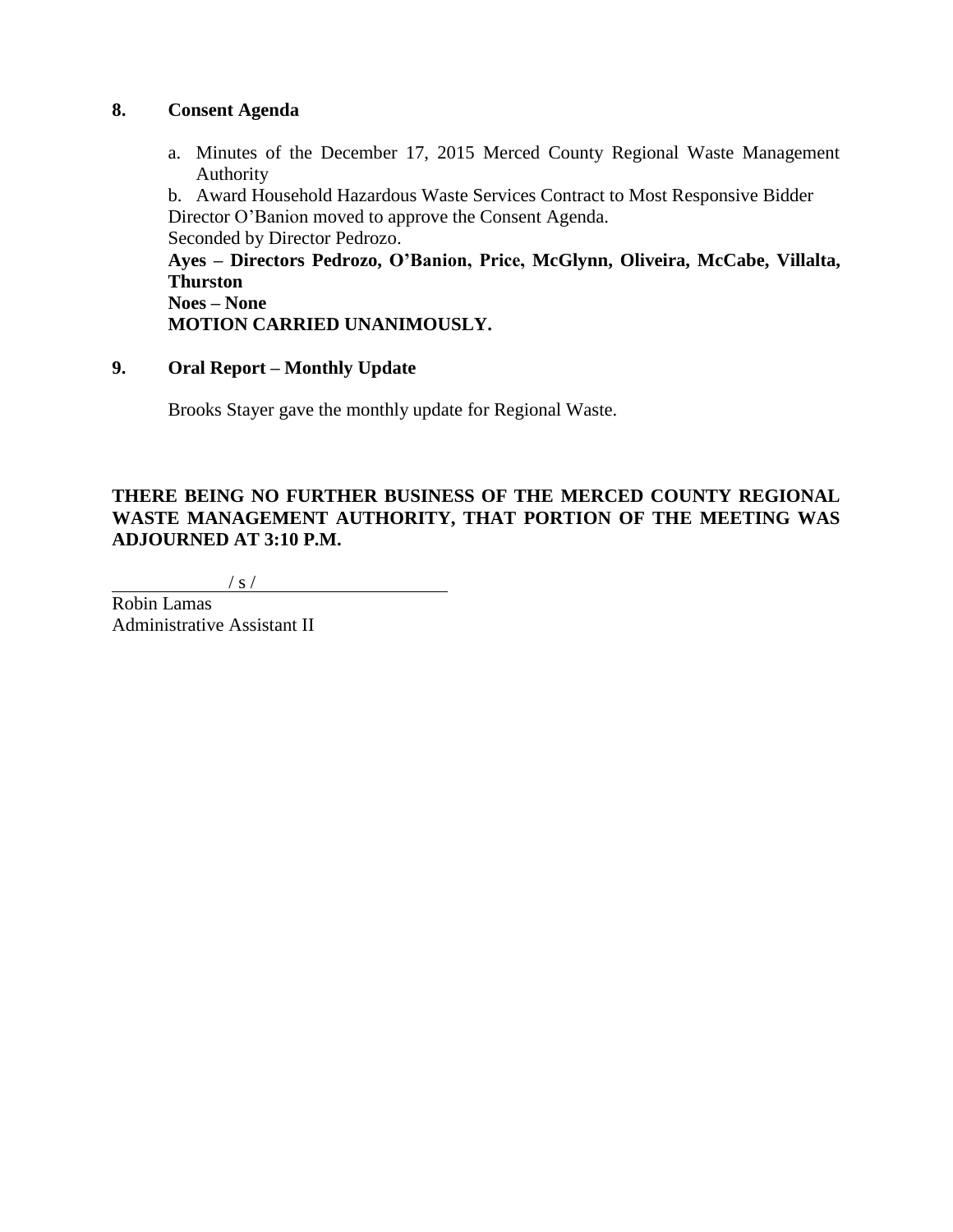## 8. Consent Agenda

a. Minutes of the December 17, 2015 Merced County Regional Waste Management Authority

b. Award Household Hazardous Waste Services Contract to Most Responsive Bidder

Director O'Banion moved to approve the Consent Agenda.

Seconded by Director Pedrozo.

**Ayes – Directors Pedrozo, O'Banion, Price, McGlynn, Oliveira, McCabe, Villalta, Thurston**

**Noes – None**

**MOTION CARRIED UNANIMOUSLY.**

## 9. Oral Report – Monthly Update

Brooks Stayer gave the monthly update for Regional Waste.

**THERE BEING NO FURTHER BUSINESS OF THE MERCED COUNTY REGIONAL WASTE MANAGEMENT AUTHORITY, THAT PORTION OF THE MEETING WAS ADJOURNED AT 3:10 P.M.**

/ s /

Robin Lamas
Administrative Assistant II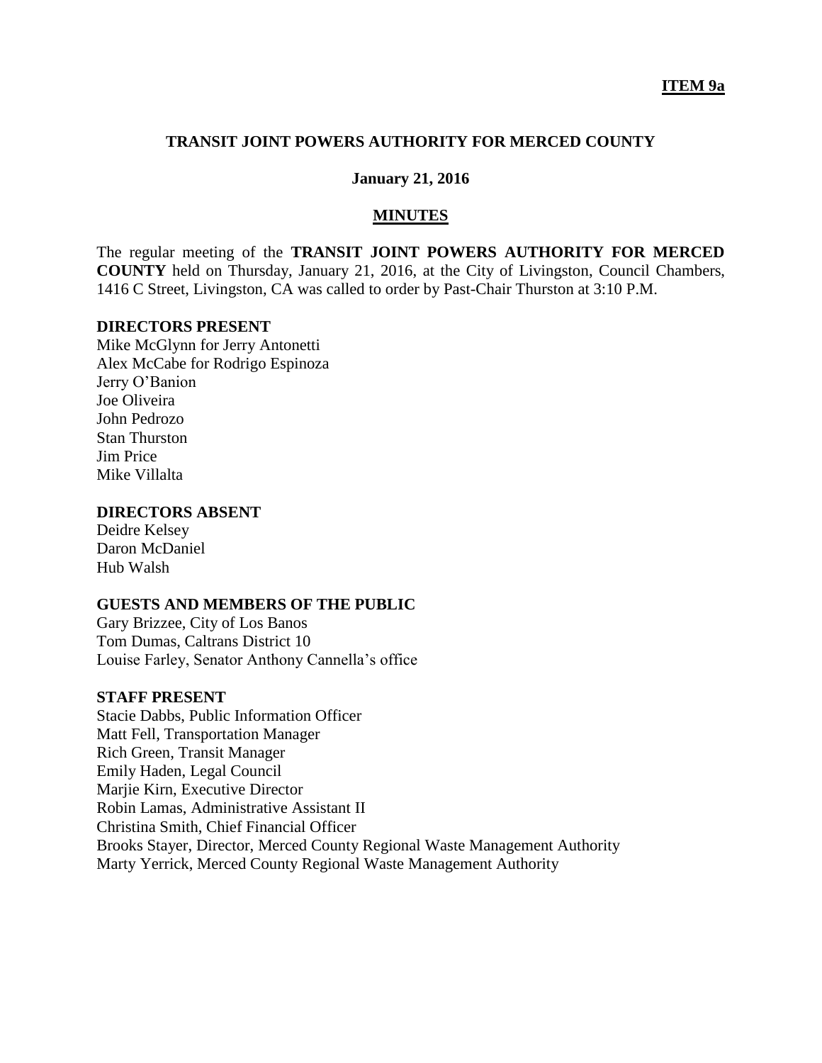**ITEM 9a**

## TRANSIT JOINT POWERS AUTHORITY FOR MERCED COUNTY

**January 21, 2016**

**MINUTES**

The regular meeting of the **TRANSIT JOINT POWERS AUTHORITY FOR MERCED COUNTY** held on Thursday, January 21, 2016, at the City of Livingston, Council Chambers, 1416 C Street, Livingston, CA was called to order by Past-Chair Thurston at 3:10 P.M.

**DIRECTORS PRESENT**

Mike McGlynn for Jerry Antonetti
Alex McCabe for Rodrigo Espinoza
Jerry O'Banion
Joe Oliveira
John Pedrozo
Stan Thurston
Jim Price
Mike Villalta

**DIRECTORS ABSENT**

Deidre Kelsey
Daron McDaniel
Hub Walsh

**GUESTS AND MEMBERS OF THE PUBLIC**

Gary Brizzee, City of Los Banos
Tom Dumas, Caltrans District 10
Louise Farley, Senator Anthony Cannella's office

**STAFF PRESENT**

Stacie Dabbs, Public Information Officer
Matt Fell, Transportation Manager
Rich Green, Transit Manager
Emily Haden, Legal Council
Marjie Kirn, Executive Director
Robin Lamas, Administrative Assistant II
Christina Smith, Chief Financial Officer
Brooks Stayer, Director, Merced County Regional Waste Management Authority
Marty Yerrick, Merced County Regional Waste Management Authority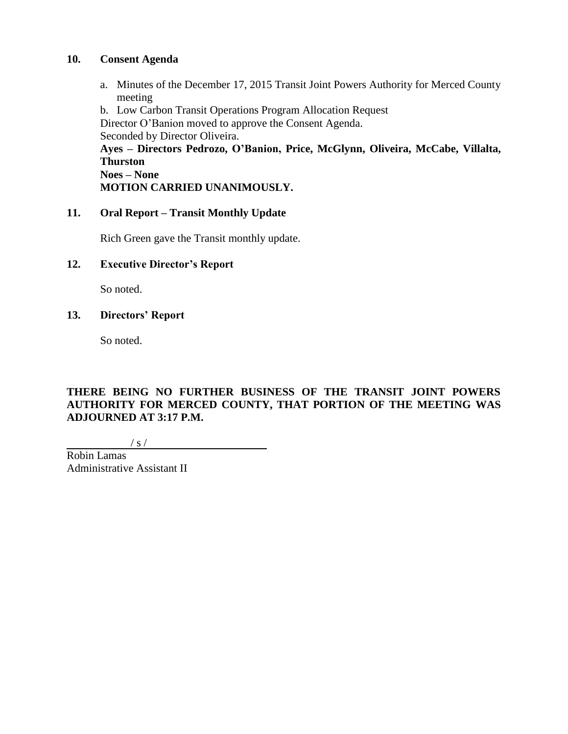**10. Consent Agenda**

a. Minutes of the December 17, 2015 Transit Joint Powers Authority for Merced County meeting

b. Low Carbon Transit Operations Program Allocation Request

Director O'Banion moved to approve the Consent Agenda.
Seconded by Director Oliveira.
**Ayes – Directors Pedrozo, O'Banion, Price, McGlynn, Oliveira, McCabe, Villalta, Thurston**
**Noes – None**
**MOTION CARRIED UNANIMOUSLY.**

**11. Oral Report – Transit Monthly Update**

Rich Green gave the Transit monthly update.

**12. Executive Director's Report**

So noted.

**13. Directors' Report**

So noted.

**THERE BEING NO FURTHER BUSINESS OF THE TRANSIT JOINT POWERS AUTHORITY FOR MERCED COUNTY, THAT PORTION OF THE MEETING WAS ADJOURNED AT 3:17 P.M.**

/ s /

Robin Lamas
Administrative Assistant II